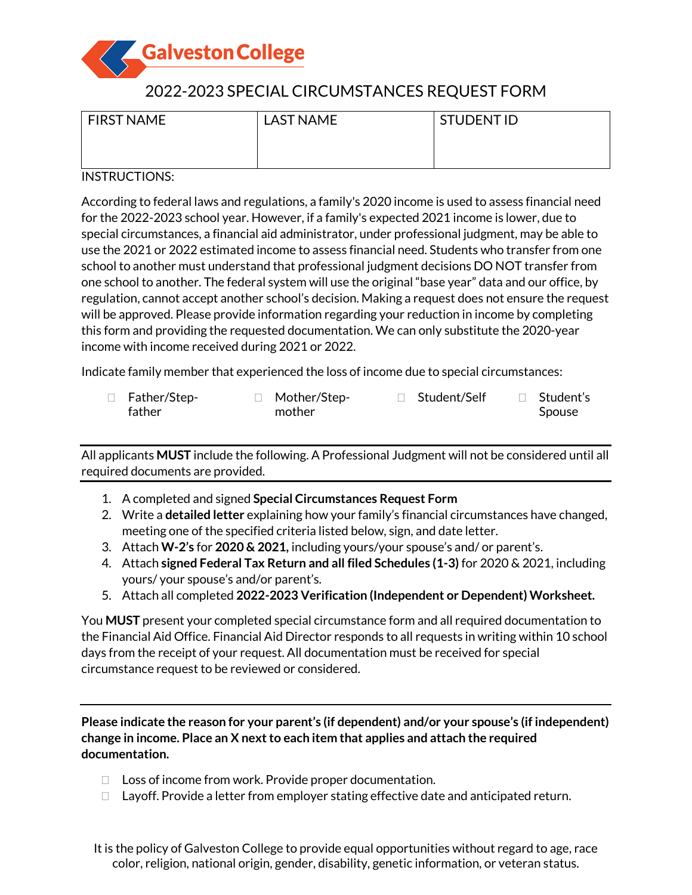# Galveston College

## 2022-2023 SPECIAL CIRCUMSTANCES REQUEST FORM

| FIRST NAME | LAST NAME | STUDENT ID |
| --- | --- | --- |
| | | |

INSTRUCTIONS:

According to federal laws and regulations, a family's 2020 income is used to assess financial need for the 2022-2023 school year. However, if a family's expected 2021 income is lower, due to special circumstances, a financial aid administrator, under professional judgment, may be able to use the 2021 or 2022 estimated income to assess financial need. Students who transfer from one school to another must understand that professional judgment decisions DO NOT transfer from one school to another. The federal system will use the original "base year" data and our office, by regulation, cannot accept another school's decision. Making a request does not ensure the request will be approved. Please provide information regarding your reduction in income by completing this form and providing the requested documentation. We can only substitute the 2020-year income with income received during 2021 or 2022.

Indicate family member that experienced the loss of income due to special circumstances:

- ☐ Father/Step-father
- ☐ Mother/Step-mother
- ☐ Student/Self
- ☐ Student's Spouse

---

All applicants **MUST** include the following. A Professional Judgment will not be considered until all required documents are provided.

---

1. A completed and signed **Special Circumstances Request Form**
2. Write a **detailed letter** explaining how your family's financial circumstances have changed, meeting one of the specified criteria listed below, sign, and date letter.
3. Attach **W-2's** for **2020 & 2021,** including yours/your spouse's and/ or parent's.
4. Attach **signed Federal Tax Return and all filed Schedules (1-3)** for 2020 & 2021, including yours/ your spouse's and/or parent's.
5. Attach all completed **2022-2023 Verification (Independent or Dependent) Worksheet.**

You **MUST** present your completed special circumstance form and all required documentation to the Financial Aid Office. Financial Aid Director responds to all requests in writing within 10 school days from the receipt of your request. All documentation must be received for special circumstance request to be reviewed or considered.

---

**Please indicate the reason for your parent's (if dependent) and/or your spouse's (if independent) change in income. Place an X next to each item that applies and attach the required documentation.**

- ☐ Loss of income from work. Provide proper documentation.
- ☐ Layoff. Provide a letter from employer stating effective date and anticipated return.

It is the policy of Galveston College to provide equal opportunities without regard to age, race color, religion, national origin, gender, disability, genetic information, or veteran status.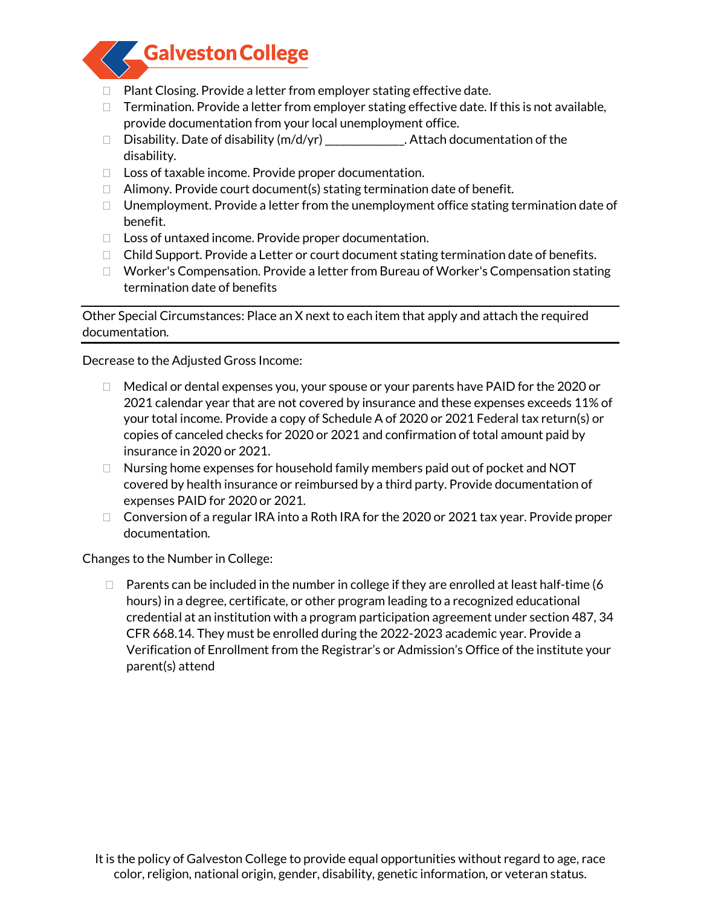- ☐ Plant Closing. Provide a letter from employer stating effective date.
- ☐ Termination. Provide a letter from employer stating effective date. If this is not available, provide documentation from your local unemployment office.
- ☐ Disability. Date of disability (m/d/yr) ____________. Attach documentation of the disability.
- ☐ Loss of taxable income. Provide proper documentation.
- ☐ Alimony. Provide court document(s) stating termination date of benefit.
- ☐ Unemployment. Provide a letter from the unemployment office stating termination date of benefit.
- ☐ Loss of untaxed income. Provide proper documentation.
- ☐ Child Support. Provide a Letter or court document stating termination date of benefits.
- ☐ Worker's Compensation. Provide a letter from Bureau of Worker's Compensation stating termination date of benefits

---

Other Special Circumstances: Place an X next to each item that apply and attach the required documentation.

---

Decrease to the Adjusted Gross Income:

- ☐ Medical or dental expenses you, your spouse or your parents have PAID for the 2020 or 2021 calendar year that are not covered by insurance and these expenses exceeds 11% of your total income. Provide a copy of Schedule A of 2020 or 2021 Federal tax return(s) or copies of canceled checks for 2020 or 2021 and confirmation of total amount paid by insurance in 2020 or 2021.
- ☐ Nursing home expenses for household family members paid out of pocket and NOT covered by health insurance or reimbursed by a third party. Provide documentation of expenses PAID for 2020 or 2021.
- ☐ Conversion of a regular IRA into a Roth IRA for the 2020 or 2021 tax year. Provide proper documentation.

Changes to the Number in College:

- ☐ Parents can be included in the number in college if they are enrolled at least half-time (6 hours) in a degree, certificate, or other program leading to a recognized educational credential at an institution with a program participation agreement under section 487, 34 CFR 668.14. They must be enrolled during the 2022-2023 academic year. Provide a Verification of Enrollment from the Registrar's or Admission's Office of the institute your parent(s) attend

It is the policy of Galveston College to provide equal opportunities without regard to age, race color, religion, national origin, gender, disability, genetic information, or veteran status.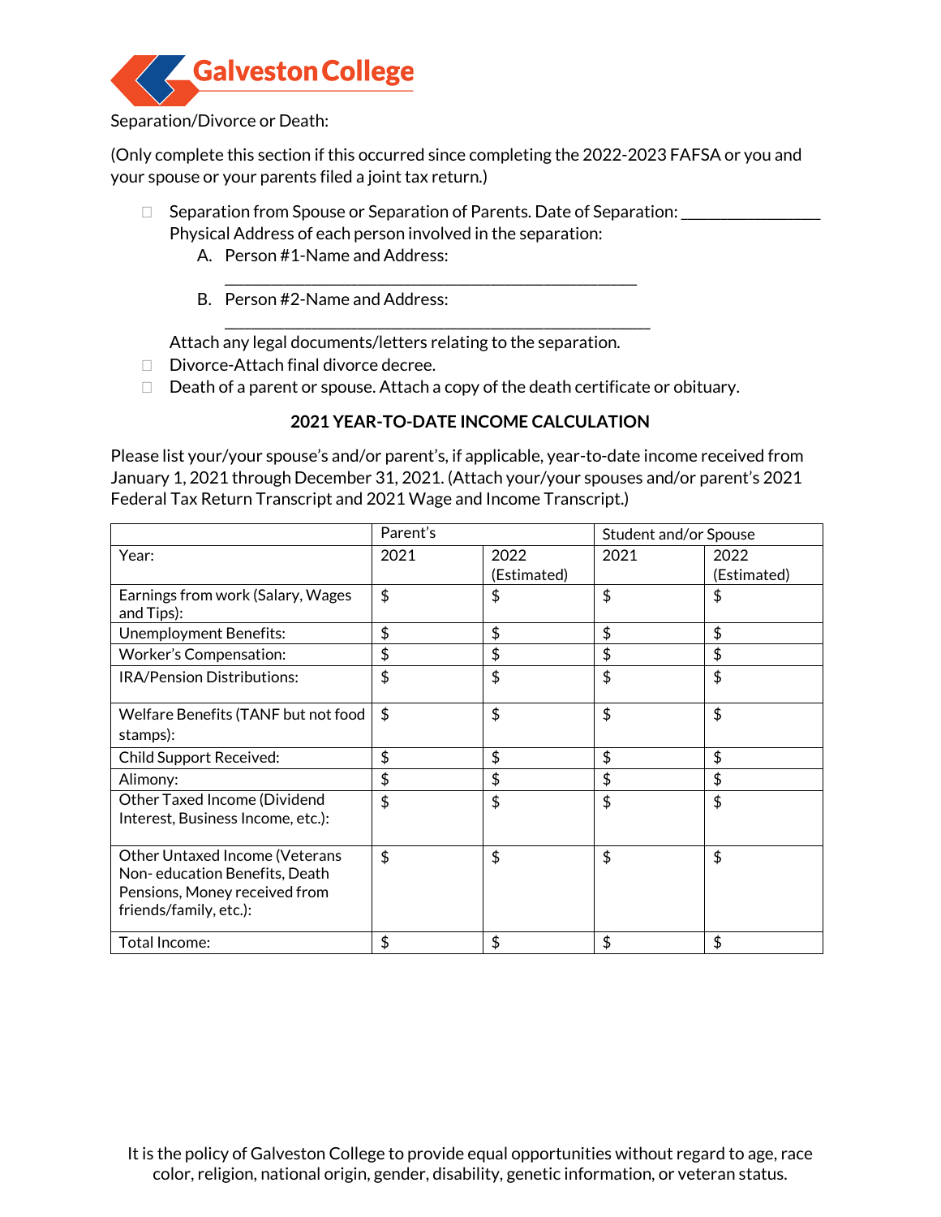Galveston College

Separation/Divorce or Death:

(Only complete this section if this occurred since completing the 2022-2023 FAFSA or you and your spouse or your parents filed a joint tax return.)

- ☐ Separation from Spouse or Separation of Parents. Date of Separation: ________________
  Physical Address of each person involved in the separation:
  A. Person #1-Name and Address:
  ______________________________________________
  B. Person #2-Name and Address:
  ______________________________________________
  Attach any legal documents/letters relating to the separation.
- ☐ Divorce-Attach final divorce decree.
- ☐ Death of a parent or spouse. Attach a copy of the death certificate or obituary.

**2021 YEAR-TO-DATE INCOME CALCULATION**

Please list your/your spouse's and/or parent's, if applicable, year-to-date income received from January 1, 2021 through December 31, 2021. (Attach your/your spouses and/or parent's 2021 Federal Tax Return Transcript and 2021 Wage and Income Transcript.)

| | Parent's | | Student and/or Spouse | |
|---|---|---|---|---|
| Year: | 2021 | 2022 (Estimated) | 2021 | 2022 (Estimated) |
| Earnings from work (Salary, Wages and Tips): | $ | $ | $ | $ |
| Unemployment Benefits: | $ | $ | $ | $ |
| Worker's Compensation: | $ | $ | $ | $ |
| IRA/Pension Distributions: | $ | $ | $ | $ |
| Welfare Benefits (TANF but not food stamps): | $ | $ | $ | $ |
| Child Support Received: | $ | $ | $ | $ |
| Alimony: | $ | $ | $ | $ |
| Other Taxed Income (Dividend Interest, Business Income, etc.): | $ | $ | $ | $ |
| Other Untaxed Income (Veterans Non- education Benefits, Death Pensions, Money received from friends/family, etc.): | $ | $ | $ | $ |
| Total Income: | $ | $ | $ | $ |

It is the policy of Galveston College to provide equal opportunities without regard to age, race color, religion, national origin, gender, disability, genetic information, or veteran status.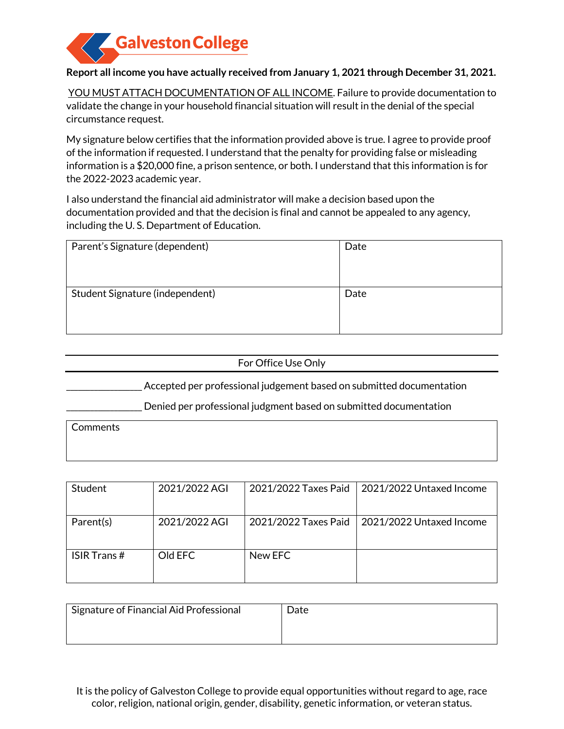Galveston College

**Report all income you have actually received from January 1, 2021 through December 31, 2021.**

<u>YOU MUST ATTACH DOCUMENTATION OF ALL INCOME</u>. Failure to provide documentation to validate the change in your household financial situation will result in the denial of the special circumstance request.

My signature below certifies that the information provided above is true. I agree to provide proof of the information if requested. I understand that the penalty for providing false or misleading information is a $20,000 fine, a prison sentence, or both. I understand that this information is for the 2022-2023 academic year.

I also understand the financial aid administrator will make a decision based upon the documentation provided and that the decision is final and cannot be appealed to any agency, including the U. S. Department of Education.

| | |
|---|---|
| Parent's Signature (dependent) | Date |
| Student Signature (independent) | Date |

For Office Use Only

_______________ Accepted per professional judgement based on submitted documentation

_______________ Denied per professional judgment based on submitted documentation

| Comments |
|---|
| |

| | | | |
|---|---|---|---|
| Student | 2021/2022 AGI | 2021/2022 Taxes Paid | 2021/2022 Untaxed Income |
| Parent(s) | 2021/2022 AGI | 2021/2022 Taxes Paid | 2021/2022 Untaxed Income |
| ISIR Trans # | Old EFC | New EFC | |

| | |
|---|---|
| Signature of Financial Aid Professional | Date |

It is the policy of Galveston College to provide equal opportunities without regard to age, race color, religion, national origin, gender, disability, genetic information, or veteran status.